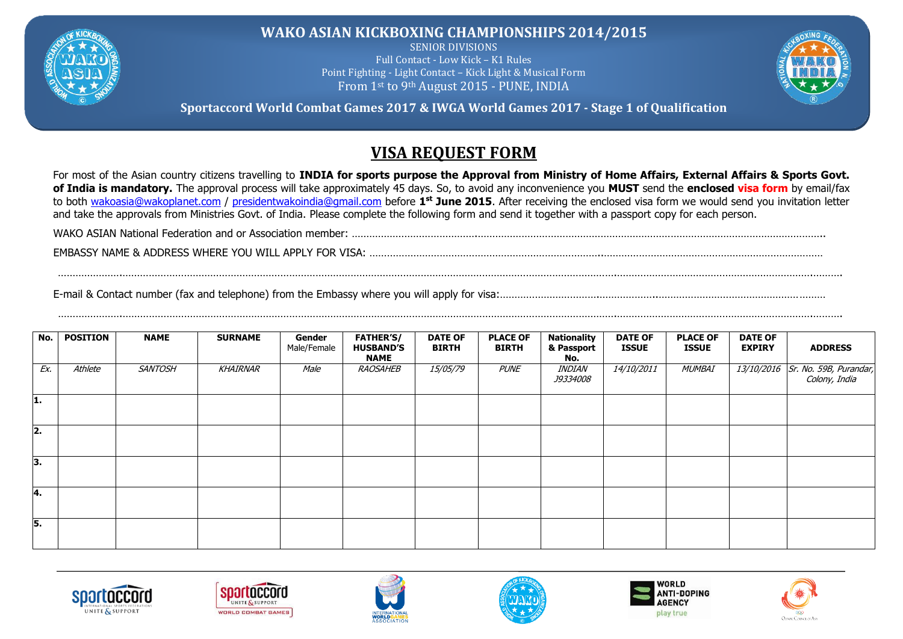# WAKO ASIAN KICKBOXING CHAMPIONSHIPS 2014/2015

SENIOR DIVISIONS

Full Contact - Low Kick – K1 Rules

Point Fighting - Light Contact – Kick Light & Musical Form

From 1st to 9th August 2015 - PUNE, INDIA

**Sportaccord World Combat Games 2017 & IWGA World Games 2017 - Stage 1 of Qualification**

## VISA REQUEST FORM

For most of the Asian country citizens travelling to **INDIA for sports purpose the Approval from Ministry of Home Affairs, External Affairs & Sports Govt. of India is mandatory.** The approval process will take approximately 45 days. So, to avoid any inconvenience you **MUST** send the **enclosed visa form** by email/fax to both wakoasia@wakoplanet.com / presidentwakoindia@gmail.com before **1st June 2015**. After receiving the enclosed visa form we would send you invitation letter and take the approvals from Ministries Govt. of India. Please complete the following form and send it together with a passport copy for each person.

WAKO ASIAN National Federation and or Association member: ……………………………………………………………………………………………………………………………………………………

EMBASSY NAME & ADDRESS WHERE YOU WILL APPLY FOR VISA: ……………………………………………………………………………………………………………………………………

……………………………………………………………………………………………………………………………………………………………………………………………………………………………

E-mail & Contact number (fax and telephone) from the Embassy where you will apply for visa:……………………………………………………………………………………………

……………………………………………………………………………………………………………………………………………………………………………………………………………………………

| No. | POSITION | NAME | SURNAME | Gender Male/Female | FATHER'S/ HUSBAND'S NAME | DATE OF BIRTH | PLACE OF BIRTH | Nationality & Passport No. | DATE OF ISSUE | PLACE OF ISSUE | DATE OF EXPIRY | ADDRESS |
|---|---|---|---|---|---|---|---|---|---|---|---|---|
| *Ex.* | *Athlete* | *SANTOSH* | *KHAIRNAR* | *Male* | *RAOSAHEB* | *15/05/79* | *PUNE* | *INDIAN J9334008* | *14/10/2011* | *MUMBAI* | *13/10/2016* | *Sr. No. 59B, Purandar, Colony, India* |
| 1. | | | | | | | | | | | | |
| 2. | | | | | | | | | | | | |
| 3. | | | | | | | | | | | | |
| 4. | | | | | | | | | | | | |
| 5. | | | | | | | | | | | | |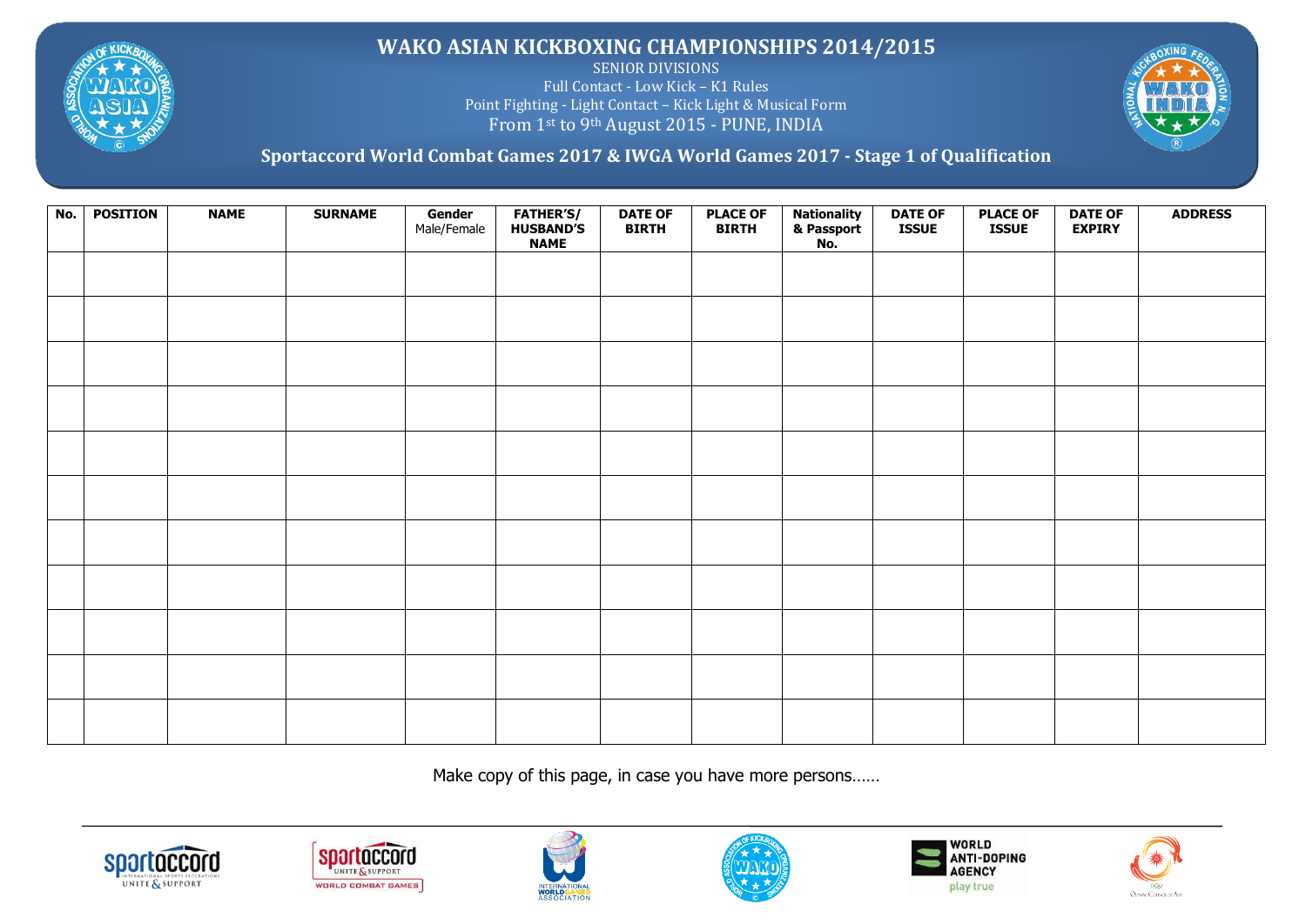# WAKO ASIAN KICKBOXING CHAMPIONSHIPS 2014/2015

SENIOR DIVISIONS

Full Contact - Low Kick – K1 Rules

Point Fighting - Light Contact – Kick Light & Musical Form

From 1st to 9th August 2015 - PUNE, INDIA

**Sportaccord World Combat Games 2017 & IWGA World Games 2017 - Stage 1 of Qualification**

| No. | POSITION | NAME | SURNAME | Gender Male/Female | FATHER'S/ HUSBAND'S NAME | DATE OF BIRTH | PLACE OF BIRTH | Nationality & Passport No. | DATE OF ISSUE | PLACE OF ISSUE | DATE OF EXPIRY | ADDRESS |
|---|---|---|---|---|---|---|---|---|---|---|---|---|
| | | | | | | | | | | | | |
| | | | | | | | | | | | | |
| | | | | | | | | | | | | |
| | | | | | | | | | | | | |
| | | | | | | | | | | | | |
| | | | | | | | | | | | | |
| | | | | | | | | | | | | |
| | | | | | | | | | | | | |
| | | | | | | | | | | | | |
| | | | | | | | | | | | | |
| | | | | | | | | | | | | |

Make copy of this page, in case you have more persons……